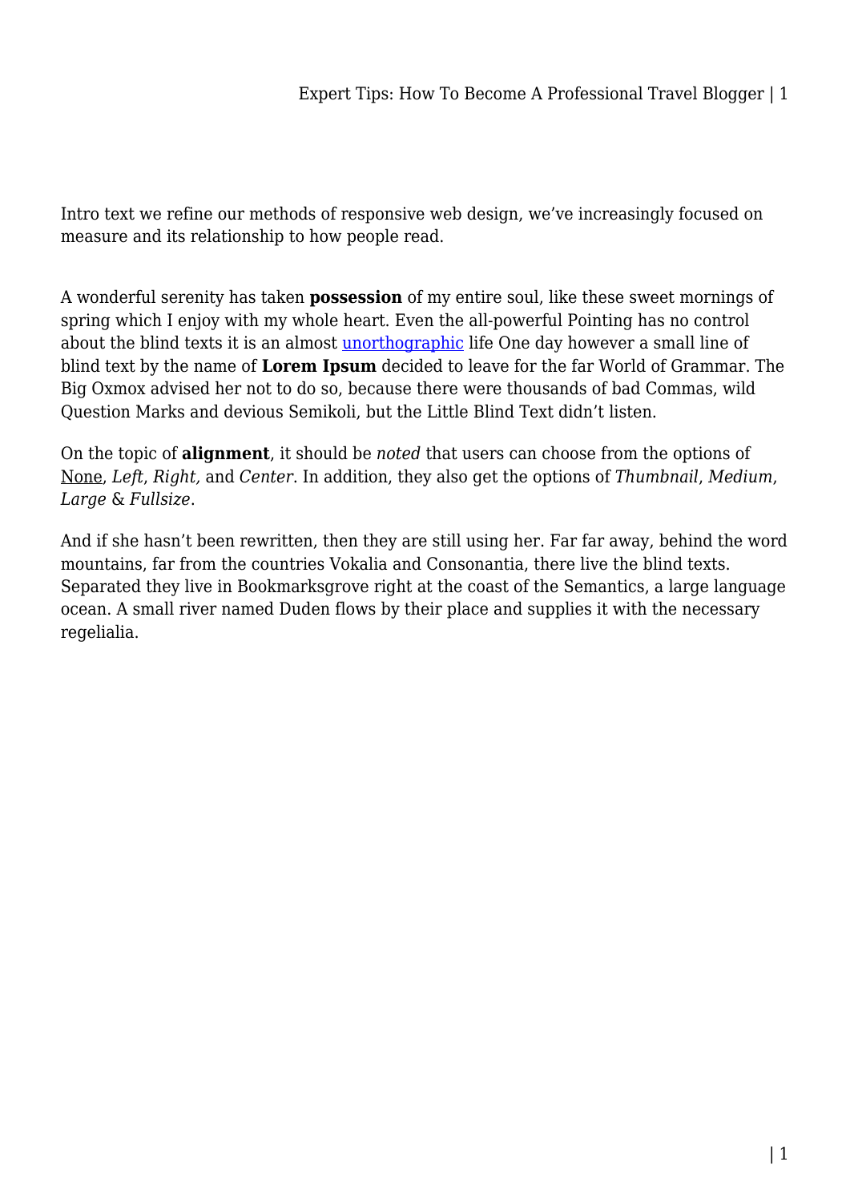Intro text we refine our methods of responsive web design, we've increasingly focused on measure and its relationship to how people read.

A wonderful serenity has taken **possession** of my entire soul, like these sweet mornings of spring which I enjoy with my whole heart. Even the all-powerful Pointing has no control about the blind texts it is an almost unorthographic life One day however a small line of blind text by the name of **Lorem Ipsum** decided to leave for the far World of Grammar. The Big Oxmox advised her not to do so, because there were thousands of bad Commas, wild Question Marks and devious Semikoli, but the Little Blind Text didn't listen.

On the topic of **alignment**, it should be *noted* that users can choose from the options of None, *Left*, *Right,* and *Center*. In addition, they also get the options of *Thumbnail*, *Medium*, *Large* & *Fullsize*.

And if she hasn't been rewritten, then they are still using her. Far far away, behind the word mountains, far from the countries Vokalia and Consonantia, there live the blind texts. Separated they live in Bookmarksgrove right at the coast of the Semantics, a large language ocean. A small river named Duden flows by their place and supplies it with the necessary regelialia.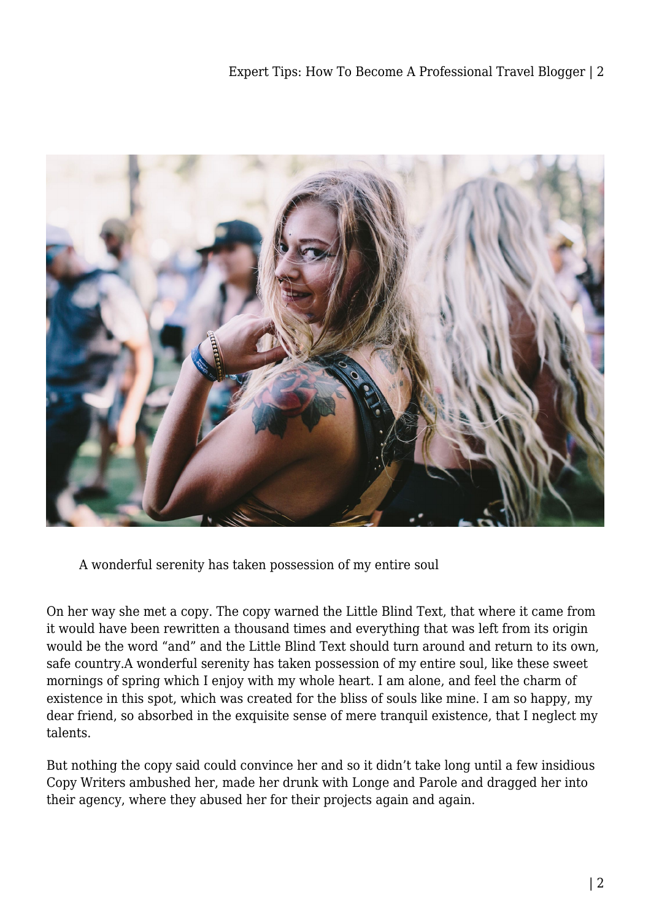A wonderful serenity has taken possession of my entire soul

On her way she met a copy. The copy warned the Little Blind Text, that where it came from it would have been rewritten a thousand times and everything that was left from its origin would be the word “and” and the Little Blind Text should turn around and return to its own, safe country.A wonderful serenity has taken possession of my entire soul, like these sweet mornings of spring which I enjoy with my whole heart. I am alone, and feel the charm of existence in this spot, which was created for the bliss of souls like mine. I am so happy, my dear friend, so absorbed in the exquisite sense of mere tranquil existence, that I neglect my talents.

But nothing the copy said could convince her and so it didn’t take long until a few insidious Copy Writers ambushed her, made her drunk with Longe and Parole and dragged her into their agency, where they abused her for their projects again and again.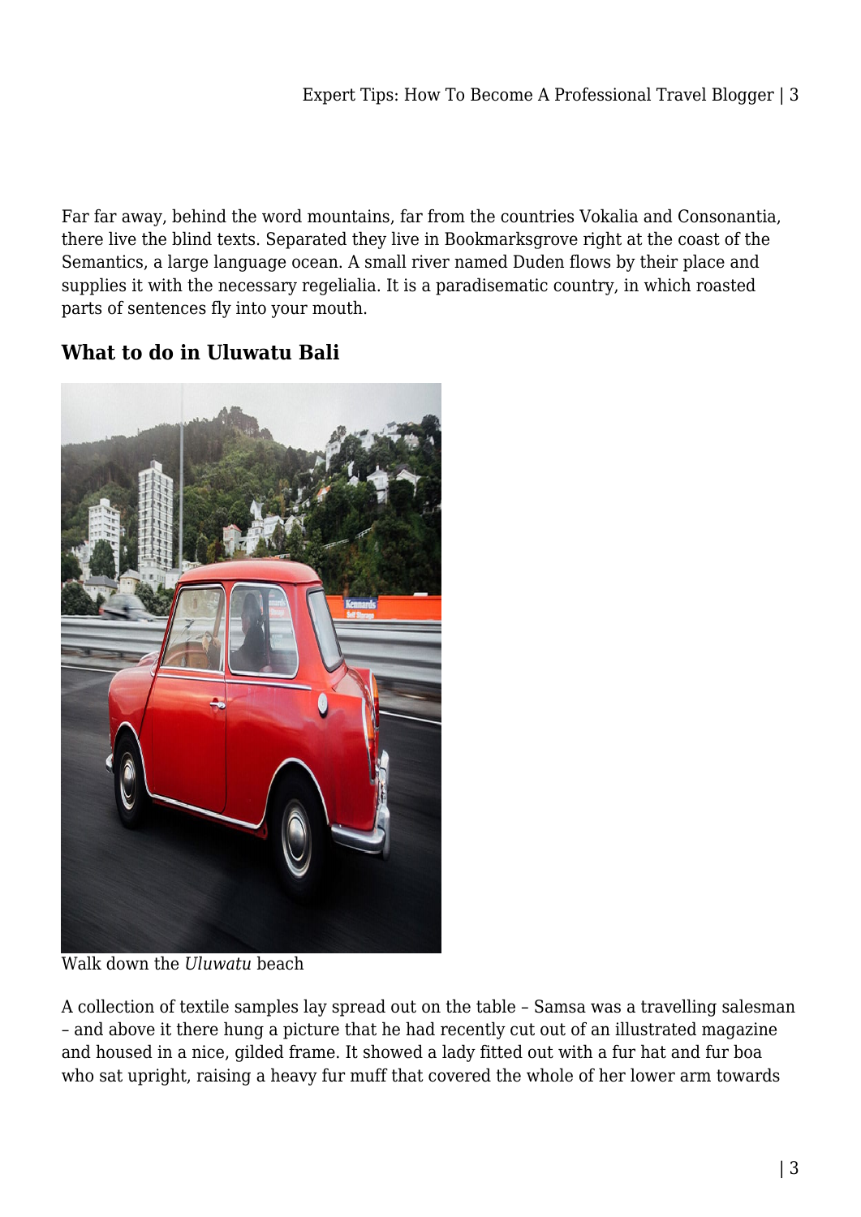Far far away, behind the word mountains, far from the countries Vokalia and Consonantia, there live the blind texts. Separated they live in Bookmarksgrove right at the coast of the Semantics, a large language ocean. A small river named Duden flows by their place and supplies it with the necessary regelialia. It is a paradisematic country, in which roasted parts of sentences fly into your mouth.

## What to do in Uluwatu Bali

Walk down the *Uluwatu* beach

A collection of textile samples lay spread out on the table – Samsa was a travelling salesman – and above it there hung a picture that he had recently cut out of an illustrated magazine and housed in a nice, gilded frame. It showed a lady fitted out with a fur hat and fur boa who sat upright, raising a heavy fur muff that covered the whole of her lower arm towards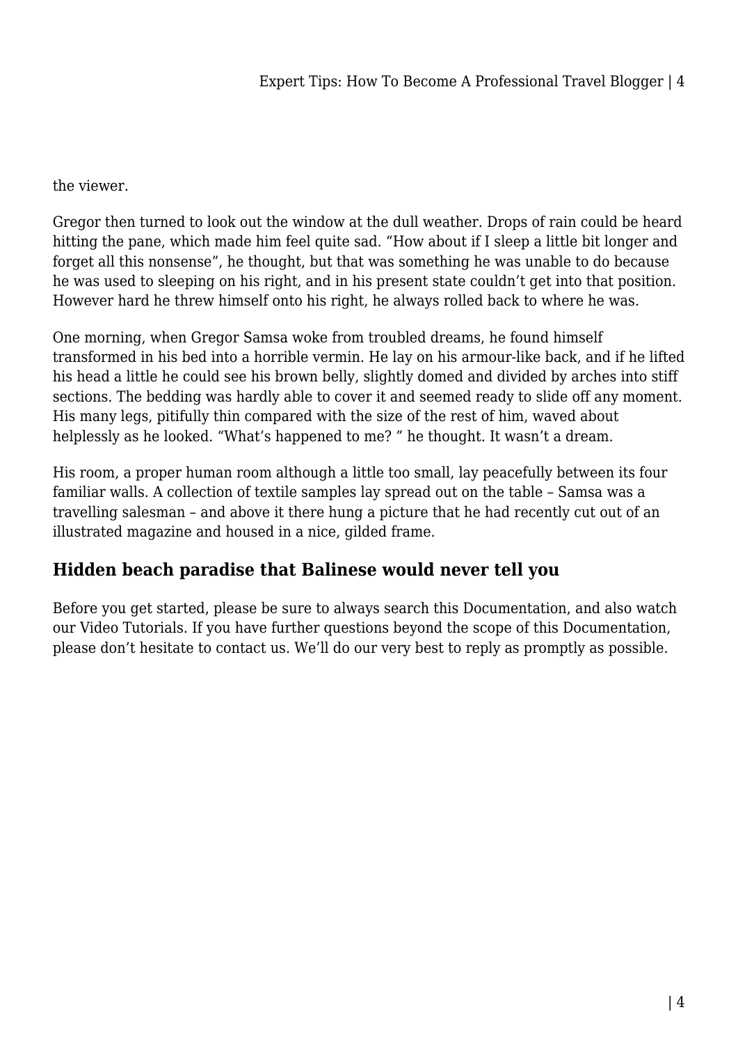the viewer.

Gregor then turned to look out the window at the dull weather. Drops of rain could be heard hitting the pane, which made him feel quite sad. “How about if I sleep a little bit longer and forget all this nonsense”, he thought, but that was something he was unable to do because he was used to sleeping on his right, and in his present state couldn’t get into that position. However hard he threw himself onto his right, he always rolled back to where he was.

One morning, when Gregor Samsa woke from troubled dreams, he found himself transformed in his bed into a horrible vermin. He lay on his armour-like back, and if he lifted his head a little he could see his brown belly, slightly domed and divided by arches into stiff sections. The bedding was hardly able to cover it and seemed ready to slide off any moment. His many legs, pitifully thin compared with the size of the rest of him, waved about helplessly as he looked. “What’s happened to me? ” he thought. It wasn’t a dream.

His room, a proper human room although a little too small, lay peacefully between its four familiar walls. A collection of textile samples lay spread out on the table – Samsa was a travelling salesman – and above it there hung a picture that he had recently cut out of an illustrated magazine and housed in a nice, gilded frame.

## Hidden beach paradise that Balinese would never tell you

Before you get started, please be sure to always search this Documentation, and also watch our Video Tutorials. If you have further questions beyond the scope of this Documentation, please don’t hesitate to contact us. We’ll do our very best to reply as promptly as possible.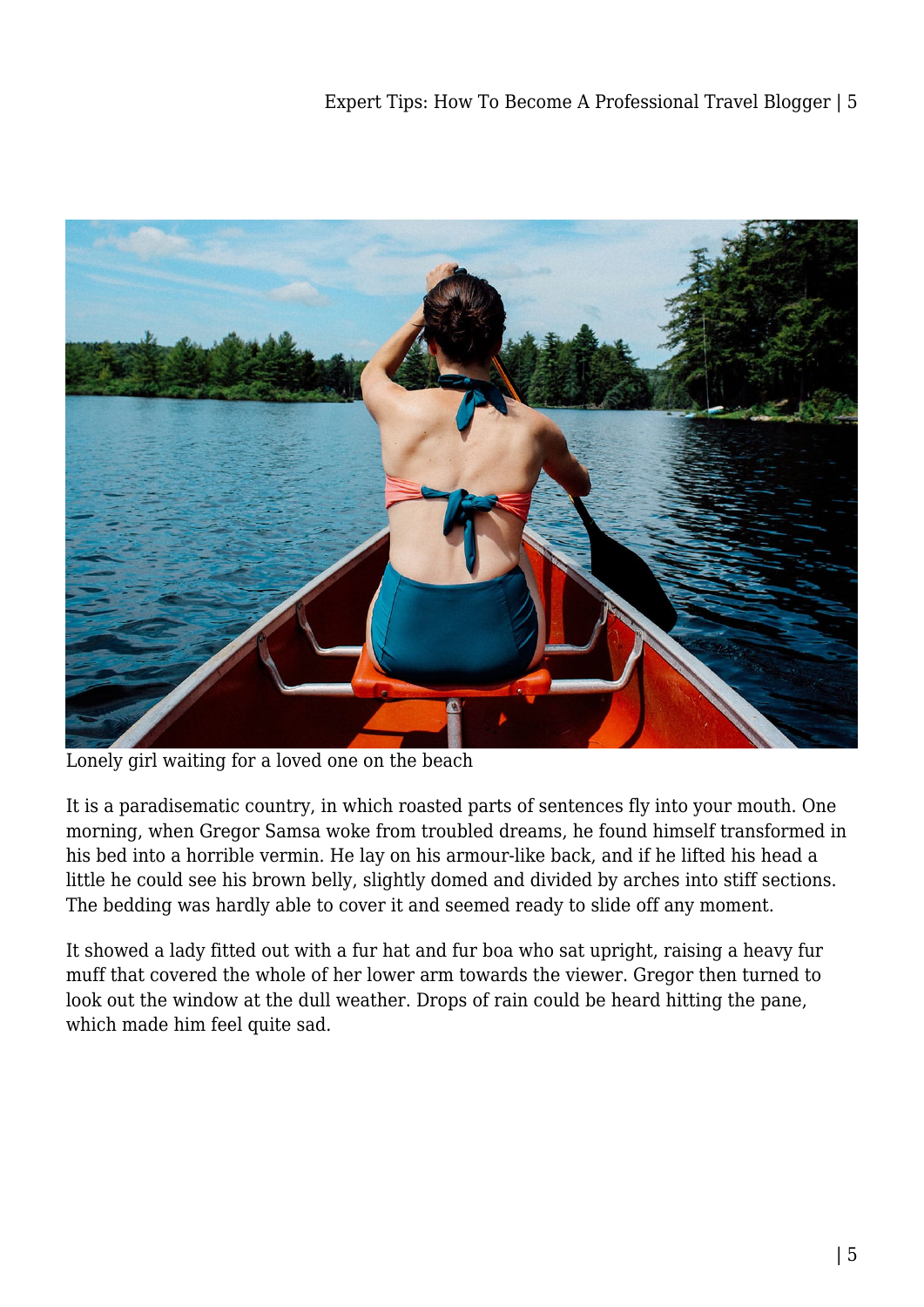Lonely girl waiting for a loved one on the beach

It is a paradisematic country, in which roasted parts of sentences fly into your mouth. One morning, when Gregor Samsa woke from troubled dreams, he found himself transformed in his bed into a horrible vermin. He lay on his armour-like back, and if he lifted his head a little he could see his brown belly, slightly domed and divided by arches into stiff sections. The bedding was hardly able to cover it and seemed ready to slide off any moment.

It showed a lady fitted out with a fur hat and fur boa who sat upright, raising a heavy fur muff that covered the whole of her lower arm towards the viewer. Gregor then turned to look out the window at the dull weather. Drops of rain could be heard hitting the pane, which made him feel quite sad.